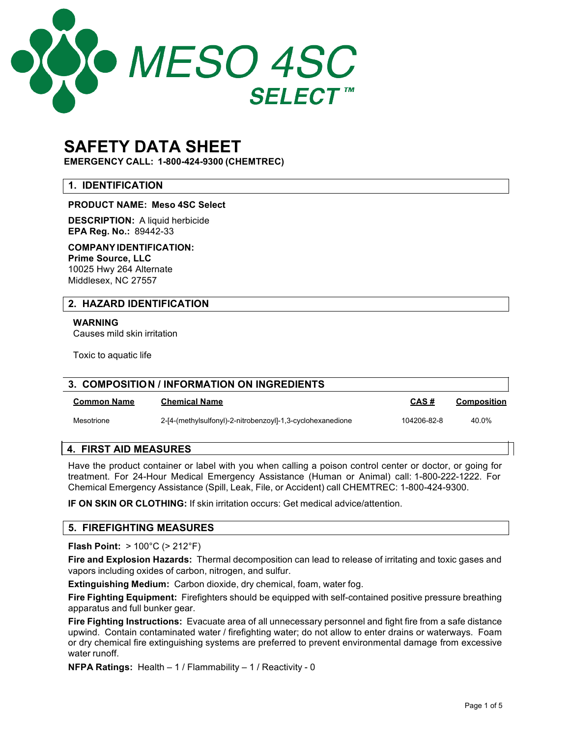# MESO 4SC SELECT™

# SAFETY DATA SHEET

**EMERGENCY CALL: 1-800-424-9300 (CHEMTREC)**

## 1. IDENTIFICATION

**PRODUCT NAME: Meso 4SC Select**

**DESCRIPTION:** A liquid herbicide
**EPA Reg. No.:** 89442-33

**COMPANY IDENTIFICATION:**
**Prime Source, LLC**
10025 Hwy 264 Alternate
Middlesex, NC 27557

## 2. HAZARD IDENTIFICATION

**WARNING**
Causes mild skin irritation

Toxic to aquatic life

## 3. COMPOSITION / INFORMATION ON INGREDIENTS

| Common Name | Chemical Name | CAS # | Composition |
|---|---|---|---|
| Mesotrione | 2-[4-(methylsulfonyl)-2-nitrobenzoyl]-1,3-cyclohexanedione | 104206-82-8 | 40.0% |

## 4. FIRST AID MEASURES

Have the product container or label with you when calling a poison control center or doctor, or going for treatment. For 24-Hour Medical Emergency Assistance (Human or Animal) call: 1-800-222-1222. For Chemical Emergency Assistance (Spill, Leak, File, or Accident) call CHEMTREC: 1-800-424-9300.

**IF ON SKIN OR CLOTHING:** If skin irritation occurs: Get medical advice/attention.

## 5. FIREFIGHTING MEASURES

**Flash Point:** > 100°C (> 212°F)

**Fire and Explosion Hazards:** Thermal decomposition can lead to release of irritating and toxic gases and vapors including oxides of carbon, nitrogen, and sulfur.

**Extinguishing Medium:** Carbon dioxide, dry chemical, foam, water fog.

**Fire Fighting Equipment:** Firefighters should be equipped with self-contained positive pressure breathing apparatus and full bunker gear.

**Fire Fighting Instructions:** Evacuate area of all unnecessary personnel and fight fire from a safe distance upwind. Contain contaminated water / firefighting water; do not allow to enter drains or waterways. Foam or dry chemical fire extinguishing systems are preferred to prevent environmental damage from excessive water runoff.

**NFPA Ratings:** Health – 1 / Flammability – 1 / Reactivity - 0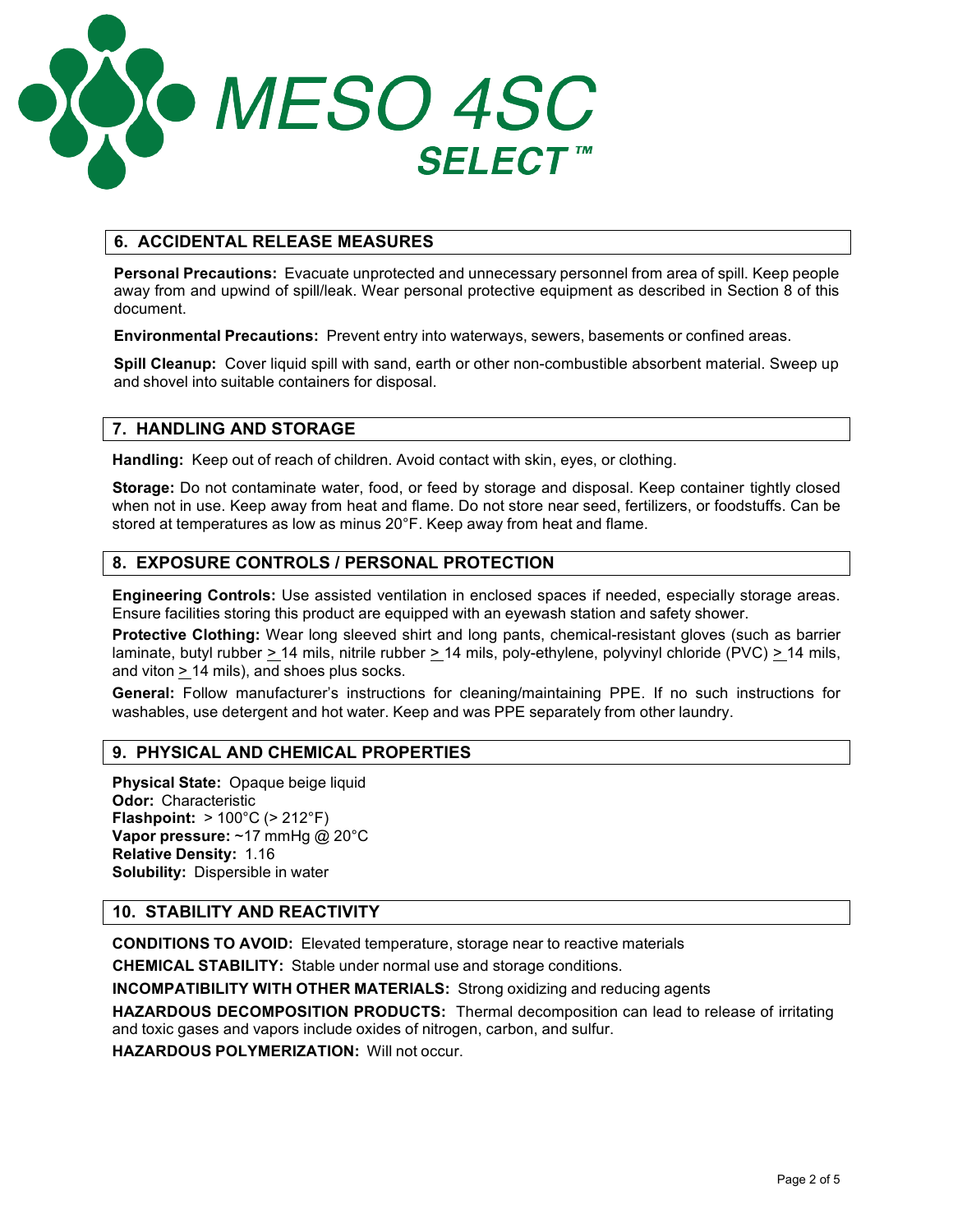# MESO 4SC SELECT™

## 6. ACCIDENTAL RELEASE MEASURES

**Personal Precautions:** Evacuate unprotected and unnecessary personnel from area of spill. Keep people away from and upwind of spill/leak. Wear personal protective equipment as described in Section 8 of this document.

**Environmental Precautions:** Prevent entry into waterways, sewers, basements or confined areas.

**Spill Cleanup:** Cover liquid spill with sand, earth or other non-combustible absorbent material. Sweep up and shovel into suitable containers for disposal.

## 7. HANDLING AND STORAGE

**Handling:** Keep out of reach of children. Avoid contact with skin, eyes, or clothing.

**Storage:** Do not contaminate water, food, or feed by storage and disposal. Keep container tightly closed when not in use. Keep away from heat and flame. Do not store near seed, fertilizers, or foodstuffs. Can be stored at temperatures as low as minus 20°F. Keep away from heat and flame.

## 8. EXPOSURE CONTROLS / PERSONAL PROTECTION

**Engineering Controls:** Use assisted ventilation in enclosed spaces if needed, especially storage areas. Ensure facilities storing this product are equipped with an eyewash station and safety shower.

**Protective Clothing:** Wear long sleeved shirt and long pants, chemical-resistant gloves (such as barrier laminate, butyl rubber ≥ 14 mils, nitrile rubber ≥ 14 mils, poly-ethylene, polyvinyl chloride (PVC) ≥ 14 mils, and viton ≥ 14 mils), and shoes plus socks.

**General:** Follow manufacturer's instructions for cleaning/maintaining PPE. If no such instructions for washables, use detergent and hot water. Keep and was PPE separately from other laundry.

## 9. PHYSICAL AND CHEMICAL PROPERTIES

**Physical State:** Opaque beige liquid
**Odor:** Characteristic
**Flashpoint:** > 100°C (> 212°F)
**Vapor pressure:** ~17 mmHg @ 20°C
**Relative Density:** 1.16
**Solubility:** Dispersible in water

## 10. STABILITY AND REACTIVITY

**CONDITIONS TO AVOID:** Elevated temperature, storage near to reactive materials

**CHEMICAL STABILITY:** Stable under normal use and storage conditions.

**INCOMPATIBILITY WITH OTHER MATERIALS:** Strong oxidizing and reducing agents

**HAZARDOUS DECOMPOSITION PRODUCTS:** Thermal decomposition can lead to release of irritating and toxic gases and vapors include oxides of nitrogen, carbon, and sulfur.

**HAZARDOUS POLYMERIZATION:** Will not occur.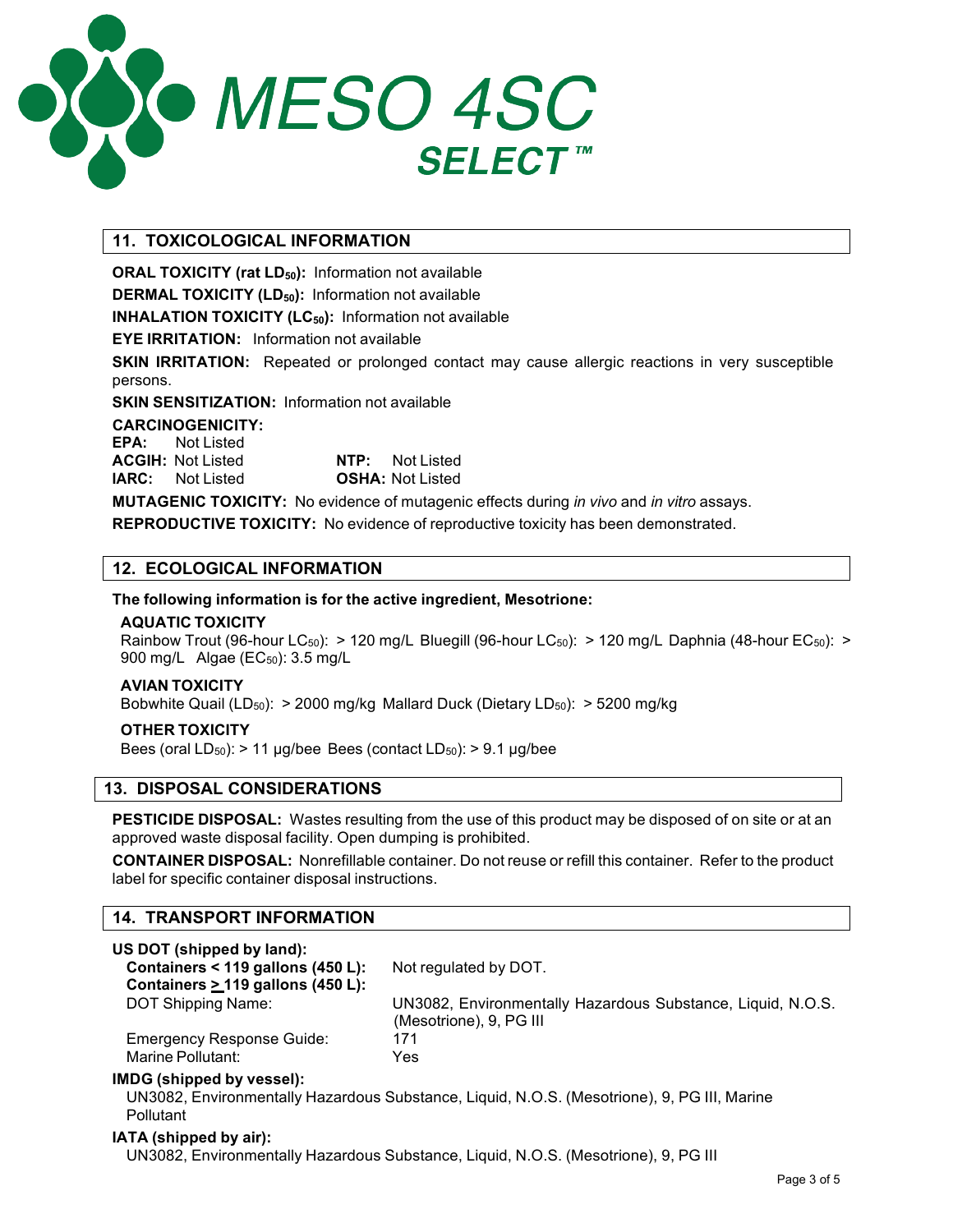# MESO 4SC SELECT™

## 11. TOXICOLOGICAL INFORMATION

**ORAL TOXICITY (rat $LD_{50}$):** Information not available

**DERMAL TOXICITY ($LD_{50}$):** Information not available

**INHALATION TOXICITY ($LC_{50}$):** Information not available

**EYE IRRITATION:** Information not available

**SKIN IRRITATION:** Repeated or prolonged contact may cause allergic reactions in very susceptible persons.

**SKIN SENSITIZATION:** Information not available

**CARCINOGENICITY:**

**EPA:** Not Listed

**ACGIH:** Not Listed    **NTP:** Not Listed

**IARC:** Not Listed    **OSHA:** Not Listed

**MUTAGENIC TOXICITY:** No evidence of mutagenic effects during *in vivo* and *in vitro* assays.

**REPRODUCTIVE TOXICITY:** No evidence of reproductive toxicity has been demonstrated.

## 12. ECOLOGICAL INFORMATION

**The following information is for the active ingredient, Mesotrione:**

**AQUATIC TOXICITY**

Rainbow Trout (96-hour $LC_{50}$): > 120 mg/L Bluegill (96-hour $LC_{50}$): > 120 mg/L Daphnia (48-hour $EC_{50}$): > 900 mg/L Algae ($EC_{50}$): 3.5 mg/L

**AVIAN TOXICITY**

Bobwhite Quail ($LD_{50}$): > 2000 mg/kg Mallard Duck (Dietary $LD_{50}$): > 5200 mg/kg

**OTHER TOXICITY**

Bees (oral $LD_{50}$): > 11 µg/bee Bees (contact $LD_{50}$): > 9.1 µg/bee

## 13. DISPOSAL CONSIDERATIONS

**PESTICIDE DISPOSAL:** Wastes resulting from the use of this product may be disposed of on site or at an approved waste disposal facility. Open dumping is prohibited.

**CONTAINER DISPOSAL:** Nonrefillable container. Do not reuse or refill this container. Refer to the product label for specific container disposal instructions.

## 14. TRANSPORT INFORMATION

**US DOT (shipped by land):**

**Containers < 119 gallons (450 L):** Not regulated by DOT.

**Containers ≥ 119 gallons (450 L):**

DOT Shipping Name: UN3082, Environmentally Hazardous Substance, Liquid, N.O.S. (Mesotrione), 9, PG III

Emergency Response Guide: 171

Marine Pollutant: Yes

**IMDG (shipped by vessel):**

UN3082, Environmentally Hazardous Substance, Liquid, N.O.S. (Mesotrione), 9, PG III, Marine Pollutant

**IATA (shipped by air):**

UN3082, Environmentally Hazardous Substance, Liquid, N.O.S. (Mesotrione), 9, PG III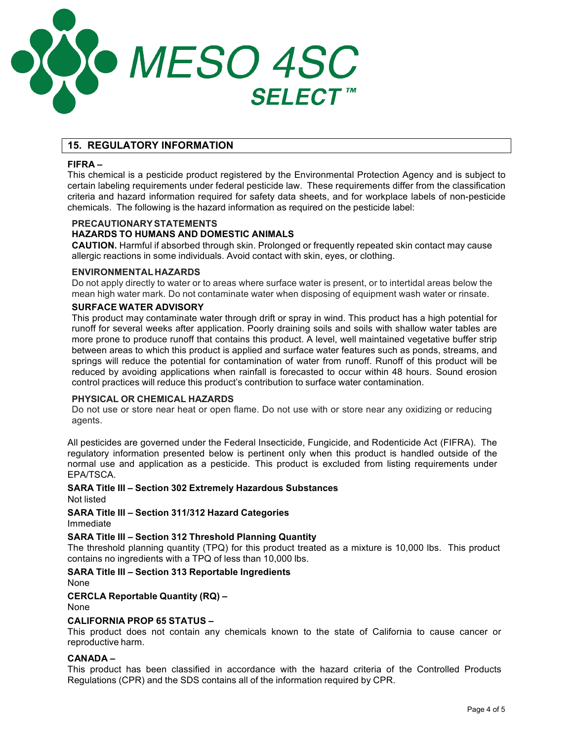MESO 4SC SELECT™

## 15. REGULATORY INFORMATION

**FIFRA –**

This chemical is a pesticide product registered by the Environmental Protection Agency and is subject to certain labeling requirements under federal pesticide law. These requirements differ from the classification criteria and hazard information required for safety data sheets, and for workplace labels of non-pesticide chemicals. The following is the hazard information as required on the pesticide label:

**PRECAUTIONARY STATEMENTS**

**HAZARDS TO HUMANS AND DOMESTIC ANIMALS**

**CAUTION.** Harmful if absorbed through skin. Prolonged or frequently repeated skin contact may cause allergic reactions in some individuals. Avoid contact with skin, eyes, or clothing.

**ENVIRONMENTAL HAZARDS**

Do not apply directly to water or to areas where surface water is present, or to intertidal areas below the mean high water mark. Do not contaminate water when disposing of equipment wash water or rinsate.

**SURFACE WATER ADVISORY**

This product may contaminate water through drift or spray in wind. This product has a high potential for runoff for several weeks after application. Poorly draining soils and soils with shallow water tables are more prone to produce runoff that contains this product. A level, well maintained vegetative buffer strip between areas to which this product is applied and surface water features such as ponds, streams, and springs will reduce the potential for contamination of water from runoff. Runoff of this product will be reduced by avoiding applications when rainfall is forecasted to occur within 48 hours. Sound erosion control practices will reduce this product's contribution to surface water contamination.

**PHYSICAL OR CHEMICAL HAZARDS**

Do not use or store near heat or open flame. Do not use with or store near any oxidizing or reducing agents.

All pesticides are governed under the Federal Insecticide, Fungicide, and Rodenticide Act (FIFRA). The regulatory information presented below is pertinent only when this product is handled outside of the normal use and application as a pesticide. This product is excluded from listing requirements under EPA/TSCA.

**SARA Title III – Section 302 Extremely Hazardous Substances**

Not listed

**SARA Title III – Section 311/312 Hazard Categories**

Immediate

**SARA Title III – Section 312 Threshold Planning Quantity**

The threshold planning quantity (TPQ) for this product treated as a mixture is 10,000 lbs. This product contains no ingredients with a TPQ of less than 10,000 lbs.

**SARA Title III – Section 313 Reportable Ingredients**

None

**CERCLA Reportable Quantity (RQ) –**

None

**CALIFORNIA PROP 65 STATUS –**

This product does not contain any chemicals known to the state of California to cause cancer or reproductive harm.

**CANADA –**

This product has been classified in accordance with the hazard criteria of the Controlled Products Regulations (CPR) and the SDS contains all of the information required by CPR.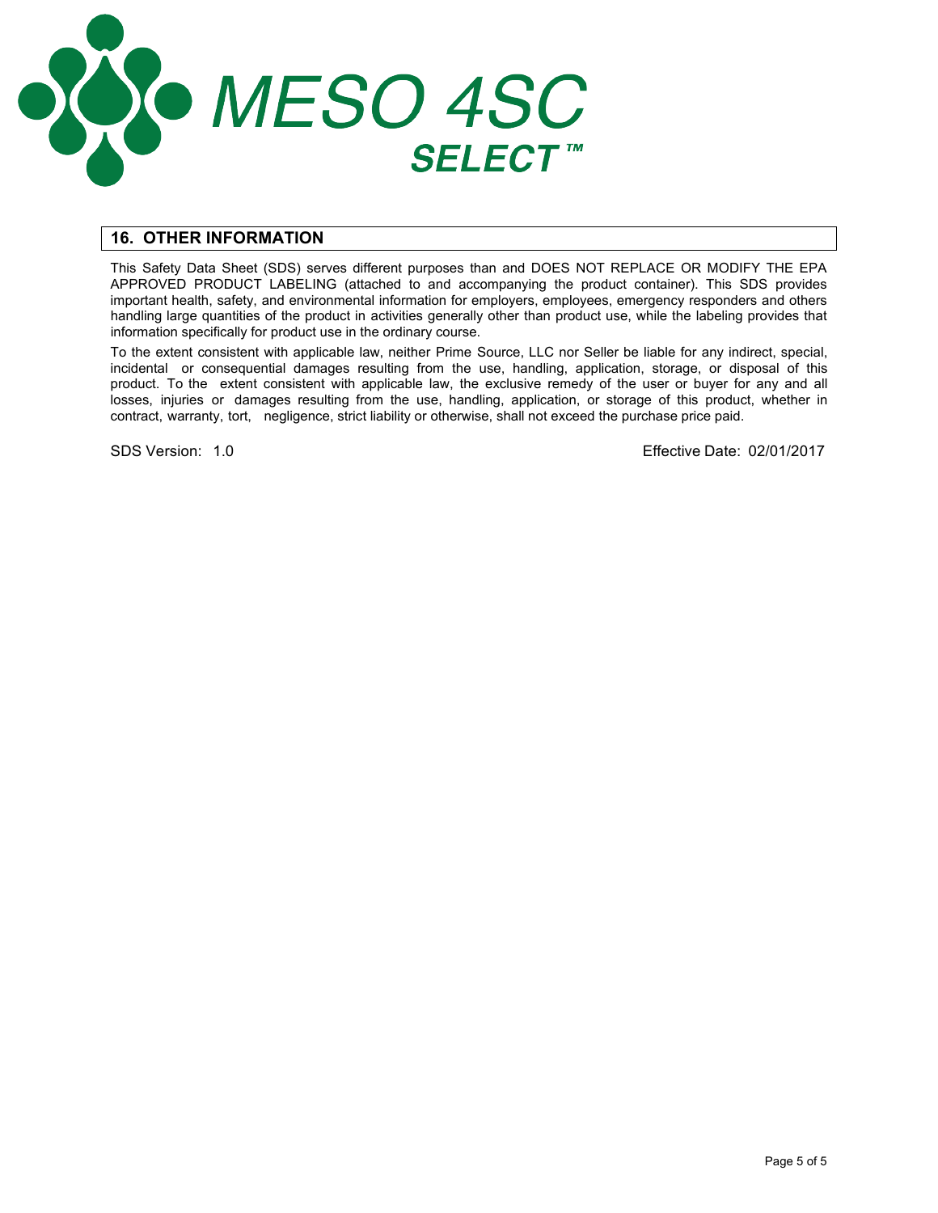# MESO 4SC SELECT™

## 16. OTHER INFORMATION

This Safety Data Sheet (SDS) serves different purposes than and DOES NOT REPLACE OR MODIFY THE EPA APPROVED PRODUCT LABELING (attached to and accompanying the product container). This SDS provides important health, safety, and environmental information for employers, employees, emergency responders and others handling large quantities of the product in activities generally other than product use, while the labeling provides that information specifically for product use in the ordinary course.

To the extent consistent with applicable law, neither Prime Source, LLC nor Seller be liable for any indirect, special, incidental or consequential damages resulting from the use, handling, application, storage, or disposal of this product. To the extent consistent with applicable law, the exclusive remedy of the user or buyer for any and all losses, injuries or damages resulting from the use, handling, application, or storage of this product, whether in contract, warranty, tort, negligence, strict liability or otherwise, shall not exceed the purchase price paid.

SDS Version: 1.0

Effective Date: 02/01/2017